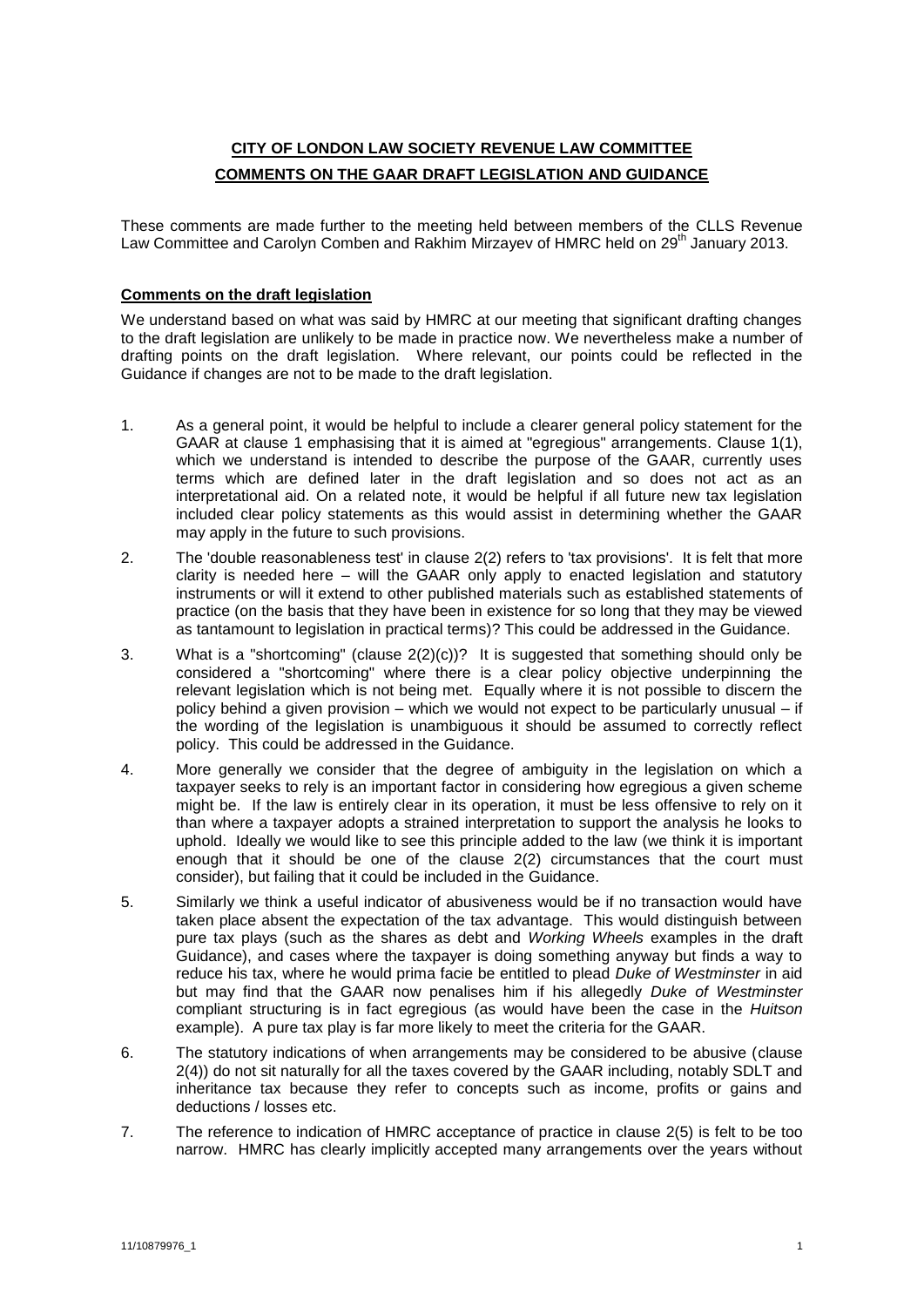# **CITY OF LONDON LAW SOCIETY REVENUE LAW COMMITTEE**
# **COMMENTS ON THE GAAR DRAFT LEGISLATION AND GUIDANCE**

These comments are made further to the meeting held between members of the CLLS Revenue Law Committee and Carolyn Comben and Rakhim Mirzayev of HMRC held on 29th January 2013.

## **Comments on the draft legislation**

We understand based on what was said by HMRC at our meeting that significant drafting changes to the draft legislation are unlikely to be made in practice now. We nevertheless make a number of drafting points on the draft legislation. Where relevant, our points could be reflected in the Guidance if changes are not to be made to the draft legislation.

1. As a general point, it would be helpful to include a clearer general policy statement for the GAAR at clause 1 emphasising that it is aimed at "egregious" arrangements. Clause 1(1), which we understand is intended to describe the purpose of the GAAR, currently uses terms which are defined later in the draft legislation and so does not act as an interpretational aid. On a related note, it would be helpful if all future new tax legislation included clear policy statements as this would assist in determining whether the GAAR may apply in the future to such provisions.

2. The 'double reasonableness test' in clause 2(2) refers to 'tax provisions'. It is felt that more clarity is needed here – will the GAAR only apply to enacted legislation and statutory instruments or will it extend to other published materials such as established statements of practice (on the basis that they have been in existence for so long that they may be viewed as tantamount to legislation in practical terms)? This could be addressed in the Guidance.

3. What is a "shortcoming" (clause 2(2)(c))? It is suggested that something should only be considered a "shortcoming" where there is a clear policy objective underpinning the relevant legislation which is not being met. Equally where it is not possible to discern the policy behind a given provision – which we would not expect to be particularly unusual – if the wording of the legislation is unambiguous it should be assumed to correctly reflect policy. This could be addressed in the Guidance.

4. More generally we consider that the degree of ambiguity in the legislation on which a taxpayer seeks to rely is an important factor in considering how egregious a given scheme might be. If the law is entirely clear in its operation, it must be less offensive to rely on it than where a taxpayer adopts a strained interpretation to support the analysis he looks to uphold. Ideally we would like to see this principle added to the law (we think it is important enough that it should be one of the clause 2(2) circumstances that the court must consider), but failing that it could be included in the Guidance.

5. Similarly we think a useful indicator of abusiveness would be if no transaction would have taken place absent the expectation of the tax advantage. This would distinguish between pure tax plays (such as the shares as debt and *Working Wheels* examples in the draft Guidance), and cases where the taxpayer is doing something anyway but finds a way to reduce his tax, where he would prima facie be entitled to plead *Duke of Westminster* in aid but may find that the GAAR now penalises him if his allegedly *Duke of Westminster* compliant structuring is in fact egregious (as would have been the case in the *Huitson* example). A pure tax play is far more likely to meet the criteria for the GAAR.

6. The statutory indications of when arrangements may be considered to be abusive (clause 2(4)) do not sit naturally for all the taxes covered by the GAAR including, notably SDLT and inheritance tax because they refer to concepts such as income, profits or gains and deductions / losses etc.

7. The reference to indication of HMRC acceptance of practice in clause 2(5) is felt to be too narrow. HMRC has clearly implicitly accepted many arrangements over the years without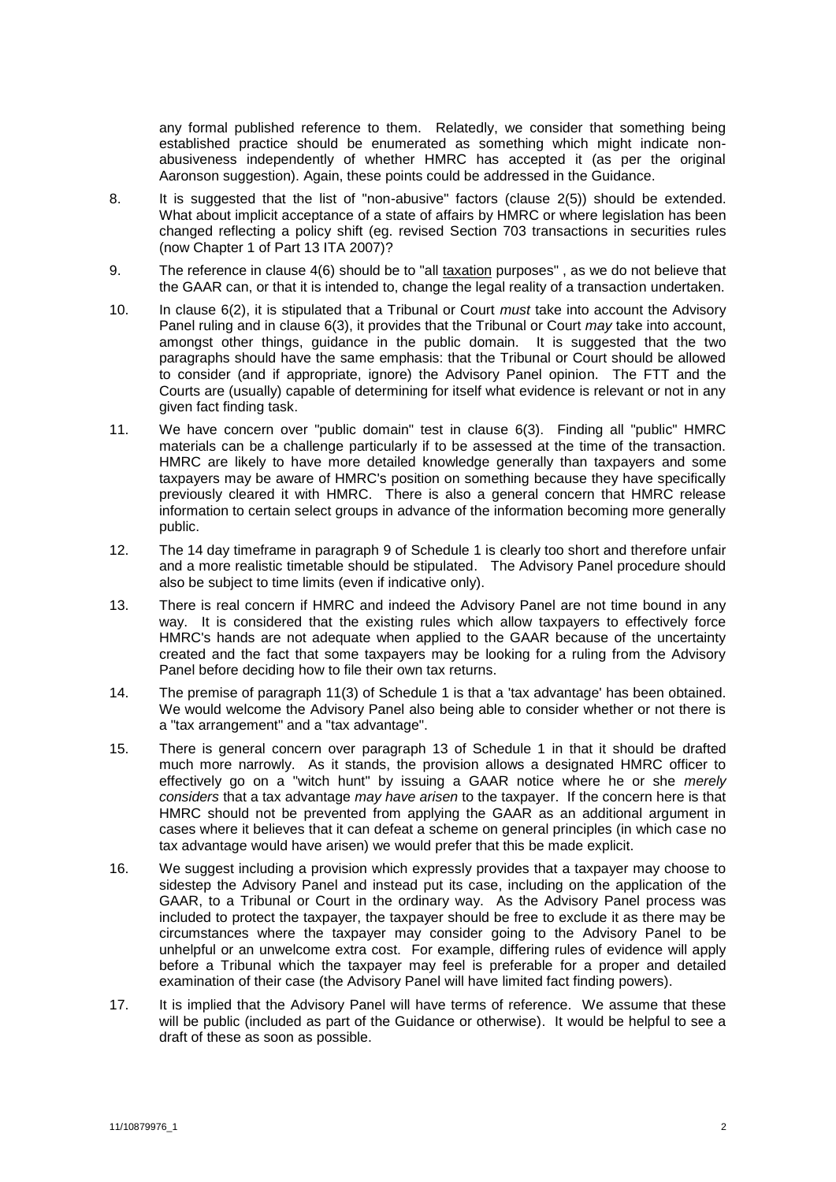any formal published reference to them. Relatedly, we consider that something being established practice should be enumerated as something which might indicate non-abusiveness independently of whether HMRC has accepted it (as per the original Aaronson suggestion). Again, these points could be addressed in the Guidance.

8. It is suggested that the list of "non-abusive" factors (clause 2(5)) should be extended. What about implicit acceptance of a state of affairs by HMRC or where legislation has been changed reflecting a policy shift (eg. revised Section 703 transactions in securities rules (now Chapter 1 of Part 13 ITA 2007)?

9. The reference in clause 4(6) should be to "all taxation purposes" , as we do not believe that the GAAR can, or that it is intended to, change the legal reality of a transaction undertaken.

10. In clause 6(2), it is stipulated that a Tribunal or Court *must* take into account the Advisory Panel ruling and in clause 6(3), it provides that the Tribunal or Court *may* take into account, amongst other things, guidance in the public domain. It is suggested that the two paragraphs should have the same emphasis: that the Tribunal or Court should be allowed to consider (and if appropriate, ignore) the Advisory Panel opinion. The FTT and the Courts are (usually) capable of determining for itself what evidence is relevant or not in any given fact finding task.

11. We have concern over "public domain" test in clause 6(3). Finding all "public" HMRC materials can be a challenge particularly if to be assessed at the time of the transaction. HMRC are likely to have more detailed knowledge generally than taxpayers and some taxpayers may be aware of HMRC's position on something because they have specifically previously cleared it with HMRC. There is also a general concern that HMRC release information to certain select groups in advance of the information becoming more generally public.

12. The 14 day timeframe in paragraph 9 of Schedule 1 is clearly too short and therefore unfair and a more realistic timetable should be stipulated. The Advisory Panel procedure should also be subject to time limits (even if indicative only).

13. There is real concern if HMRC and indeed the Advisory Panel are not time bound in any way. It is considered that the existing rules which allow taxpayers to effectively force HMRC's hands are not adequate when applied to the GAAR because of the uncertainty created and the fact that some taxpayers may be looking for a ruling from the Advisory Panel before deciding how to file their own tax returns.

14. The premise of paragraph 11(3) of Schedule 1 is that a 'tax advantage' has been obtained. We would welcome the Advisory Panel also being able to consider whether or not there is a "tax arrangement" and a "tax advantage".

15. There is general concern over paragraph 13 of Schedule 1 in that it should be drafted much more narrowly. As it stands, the provision allows a designated HMRC officer to effectively go on a "witch hunt" by issuing a GAAR notice where he or she *merely considers* that a tax advantage *may have arisen* to the taxpayer. If the concern here is that HMRC should not be prevented from applying the GAAR as an additional argument in cases where it believes that it can defeat a scheme on general principles (in which case no tax advantage would have arisen) we would prefer that this be made explicit.

16. We suggest including a provision which expressly provides that a taxpayer may choose to sidestep the Advisory Panel and instead put its case, including on the application of the GAAR, to a Tribunal or Court in the ordinary way. As the Advisory Panel process was included to protect the taxpayer, the taxpayer should be free to exclude it as there may be circumstances where the taxpayer may consider going to the Advisory Panel to be unhelpful or an unwelcome extra cost. For example, differing rules of evidence will apply before a Tribunal which the taxpayer may feel is preferable for a proper and detailed examination of their case (the Advisory Panel will have limited fact finding powers).

17. It is implied that the Advisory Panel will have terms of reference. We assume that these will be public (included as part of the Guidance or otherwise). It would be helpful to see a draft of these as soon as possible.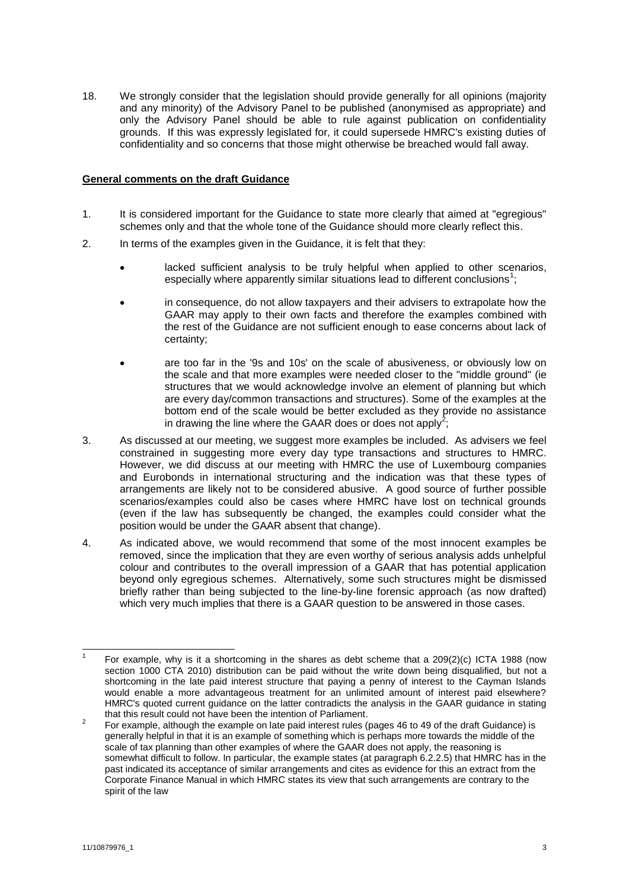18. We strongly consider that the legislation should provide generally for all opinions (majority and any minority) of the Advisory Panel to be published (anonymised as appropriate) and only the Advisory Panel should be able to rule against publication on confidentiality grounds. If this was expressly legislated for, it could supersede HMRC's existing duties of confidentiality and so concerns that those might otherwise be breached would fall away.

**General comments on the draft Guidance**

1. It is considered important for the Guidance to state more clearly that aimed at "egregious" schemes only and that the whole tone of the Guidance should more clearly reflect this.

2. In terms of the examples given in the Guidance, it is felt that they:

   - lacked sufficient analysis to be truly helpful when applied to other scenarios, especially where apparently similar situations lead to different conclusions[1];
   - in consequence, do not allow taxpayers and their advisers to extrapolate how the GAAR may apply to their own facts and therefore the examples combined with the rest of the Guidance are not sufficient enough to ease concerns about lack of certainty;
   - are too far in the '9s and 10s' on the scale of abusiveness, or obviously low on the scale and that more examples were needed closer to the "middle ground" (ie structures that we would acknowledge involve an element of planning but which are every day/common transactions and structures). Some of the examples at the bottom end of the scale would be better excluded as they provide no assistance in drawing the line where the GAAR does or does not apply[2];

3. As discussed at our meeting, we suggest more examples be included. As advisers we feel constrained in suggesting more every day type transactions and structures to HMRC. However, we did discuss at our meeting with HMRC the use of Luxembourg companies and Eurobonds in international structuring and the indication was that these types of arrangements are likely not to be considered abusive. A good source of further possible scenarios/examples could also be cases where HMRC have lost on technical grounds (even if the law has subsequently be changed, the examples could consider what the position would be under the GAAR absent that change).

4. As indicated above, we would recommend that some of the most innocent examples be removed, since the implication that they are even worthy of serious analysis adds unhelpful colour and contributes to the overall impression of a GAAR that has potential application beyond only egregious schemes. Alternatively, some such structures might be dismissed briefly rather than being subjected to the line-by-line forensic approach (as now drafted) which very much implies that there is a GAAR question to be answered in those cases.

---

[1] For example, why is it a shortcoming in the shares as debt scheme that a 209(2)(c) ICTA 1988 (now section 1000 CTA 2010) distribution can be paid without the write down being disqualified, but not a shortcoming in the late paid interest structure that paying a penny of interest to the Cayman Islands would enable a more advantageous treatment for an unlimited amount of interest paid elsewhere? HMRC's quoted current guidance on the latter contradicts the analysis in the GAAR guidance in stating that this result could not have been the intention of Parliament.

[2] For example, although the example on late paid interest rules (pages 46 to 49 of the draft Guidance) is generally helpful in that it is an example of something which is perhaps more towards the middle of the scale of tax planning than other examples of where the GAAR does not apply, the reasoning is somewhat difficult to follow. In particular, the example states (at paragraph 6.2.2.5) that HMRC has in the past indicated its acceptance of similar arrangements and cites as evidence for this an extract from the Corporate Finance Manual in which HMRC states its view that such arrangements are contrary to the spirit of the law

11/10879976_1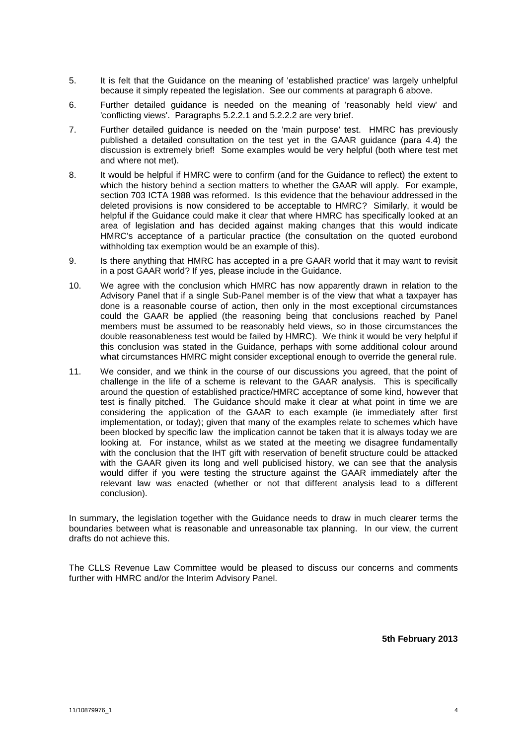5. It is felt that the Guidance on the meaning of 'established practice' was largely unhelpful because it simply repeated the legislation. See our comments at paragraph 6 above.

6. Further detailed guidance is needed on the meaning of 'reasonably held view' and 'conflicting views'. Paragraphs 5.2.2.1 and 5.2.2.2 are very brief.

7. Further detailed guidance is needed on the 'main purpose' test. HMRC has previously published a detailed consultation on the test yet in the GAAR guidance (para 4.4) the discussion is extremely brief! Some examples would be very helpful (both where test met and where not met).

8. It would be helpful if HMRC were to confirm (and for the Guidance to reflect) the extent to which the history behind a section matters to whether the GAAR will apply. For example, section 703 ICTA 1988 was reformed. Is this evidence that the behaviour addressed in the deleted provisions is now considered to be acceptable to HMRC? Similarly, it would be helpful if the Guidance could make it clear that where HMRC has specifically looked at an area of legislation and has decided against making changes that this would indicate HMRC's acceptance of a particular practice (the consultation on the quoted eurobond withholding tax exemption would be an example of this).

9. Is there anything that HMRC has accepted in a pre GAAR world that it may want to revisit in a post GAAR world? If yes, please include in the Guidance.

10. We agree with the conclusion which HMRC has now apparently drawn in relation to the Advisory Panel that if a single Sub-Panel member is of the view that what a taxpayer has done is a reasonable course of action, then only in the most exceptional circumstances could the GAAR be applied (the reasoning being that conclusions reached by Panel members must be assumed to be reasonably held views, so in those circumstances the double reasonableness test would be failed by HMRC). We think it would be very helpful if this conclusion was stated in the Guidance, perhaps with some additional colour around what circumstances HMRC might consider exceptional enough to override the general rule.

11. We consider, and we think in the course of our discussions you agreed, that the point of challenge in the life of a scheme is relevant to the GAAR analysis. This is specifically around the question of established practice/HMRC acceptance of some kind, however that test is finally pitched. The Guidance should make it clear at what point in time we are considering the application of the GAAR to each example (ie immediately after first implementation, or today); given that many of the examples relate to schemes which have been blocked by specific law the implication cannot be taken that it is always today we are looking at. For instance, whilst as we stated at the meeting we disagree fundamentally with the conclusion that the IHT gift with reservation of benefit structure could be attacked with the GAAR given its long and well publicised history, we can see that the analysis would differ if you were testing the structure against the GAAR immediately after the relevant law was enacted (whether or not that different analysis lead to a different conclusion).

In summary, the legislation together with the Guidance needs to draw in much clearer terms the boundaries between what is reasonable and unreasonable tax planning. In our view, the current drafts do not achieve this.

The CLLS Revenue Law Committee would be pleased to discuss our concerns and comments further with HMRC and/or the Interim Advisory Panel.

**5th February 2013**

11/10879976_1